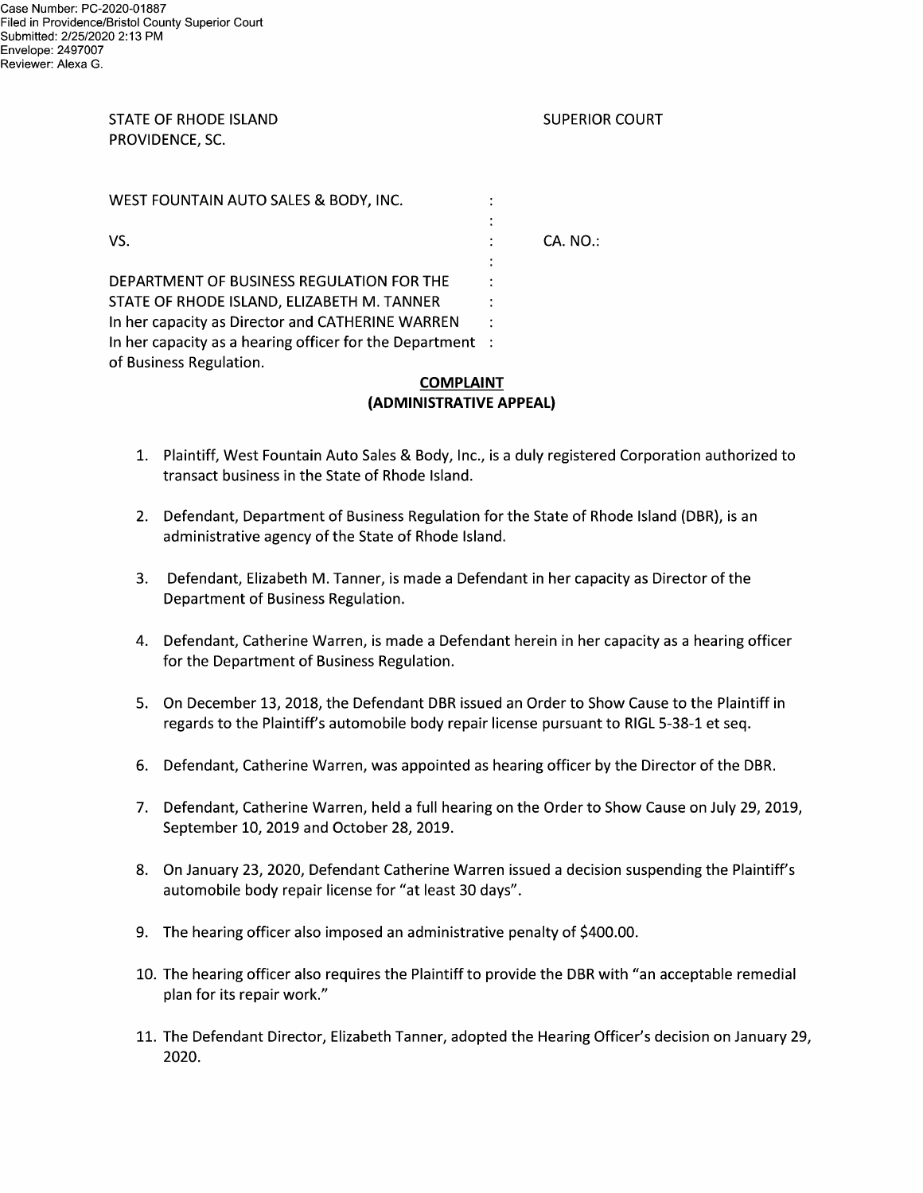Case Number: PC-2020-01887
Filed in Providence/Bristol County Superior Court
Submitted: 2/25/2020 2:13 PM
Envelope: 2497007
Reviewer: Alexa G.

STATE OF RHODE ISLAND
PROVIDENCE, SC.

SUPERIOR COURT

WEST FOUNTAIN AUTO SALES & BODY, INC.

VS. : CA. NO.:

DEPARTMENT OF BUSINESS REGULATION FOR THE STATE OF RHODE ISLAND, ELIZABETH M. TANNER In her capacity as Director and CATHERINE WARREN In her capacity as a hearing officer for the Department of Business Regulation.

## COMPLAINT
## (ADMINISTRATIVE APPEAL)

1. Plaintiff, West Fountain Auto Sales & Body, Inc., is a duly registered Corporation authorized to transact business in the State of Rhode Island.

2. Defendant, Department of Business Regulation for the State of Rhode Island (DBR), is an administrative agency of the State of Rhode Island.

3. Defendant, Elizabeth M. Tanner, is made a Defendant in her capacity as Director of the Department of Business Regulation.

4. Defendant, Catherine Warren, is made a Defendant herein in her capacity as a hearing officer for the Department of Business Regulation.

5. On December 13, 2018, the Defendant DBR issued an Order to Show Cause to the Plaintiff in regards to the Plaintiff's automobile body repair license pursuant to RIGL 5-38-1 et seq.

6. Defendant, Catherine Warren, was appointed as hearing officer by the Director of the DBR.

7. Defendant, Catherine Warren, held a full hearing on the Order to Show Cause on July 29, 2019, September 10, 2019 and October 28, 2019.

8. On January 23, 2020, Defendant Catherine Warren issued a decision suspending the Plaintiff's automobile body repair license for "at least 30 days".

9. The hearing officer also imposed an administrative penalty of $400.00.

10. The hearing officer also requires the Plaintiff to provide the DBR with "an acceptable remedial plan for its repair work."

11. The Defendant Director, Elizabeth Tanner, adopted the Hearing Officer's decision on January 29, 2020.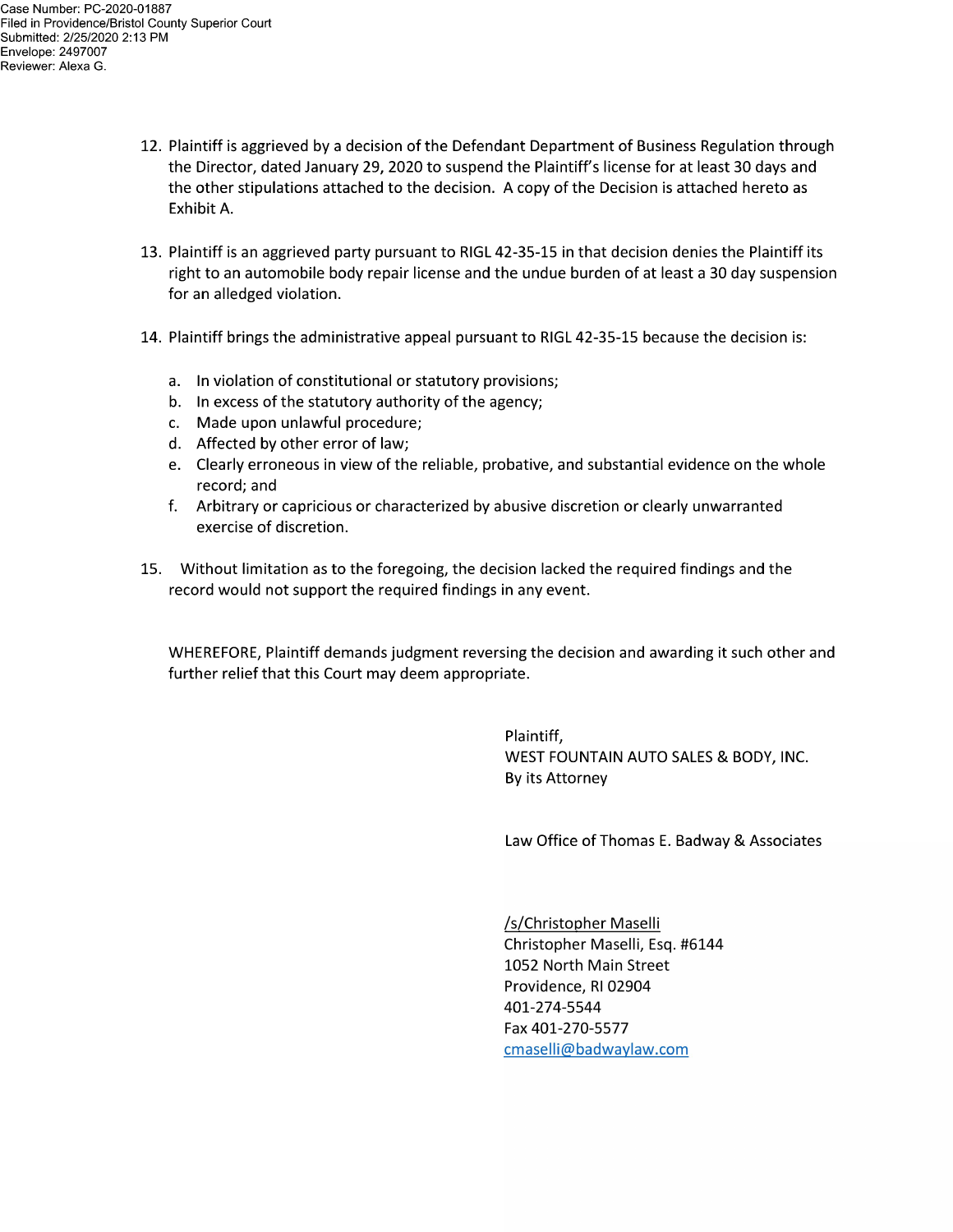12. Plaintiff is aggrieved by a decision of the Defendant Department of Business Regulation through the Director, dated January 29, 2020 to suspend the Plaintiff's license for at least 30 days and the other stipulations attached to the decision. A copy of the Decision is attached hereto as Exhibit A.

13. Plaintiff is an aggrieved party pursuant to RIGL 42-35-15 in that decision denies the Plaintiff its right to an automobile body repair license and the undue burden of at least a 30 day suspension for an alledged violation.

14. Plaintiff brings the administrative appeal pursuant to RIGL 42-35-15 because the decision is:

    a. In violation of constitutional or statutory provisions;
    b. In excess of the statutory authority of the agency;
    c. Made upon unlawful procedure;
    d. Affected by other error of law;
    e. Clearly erroneous in view of the reliable, probative, and substantial evidence on the whole record; and
    f. Arbitrary or capricious or characterized by abusive discretion or clearly unwarranted exercise of discretion.

15. Without limitation as to the foregoing, the decision lacked the required findings and the record would not support the required findings in any event.

WHEREFORE, Plaintiff demands judgment reversing the decision and awarding it such other and further relief that this Court may deem appropriate.

Plaintiff,
WEST FOUNTAIN AUTO SALES & BODY, INC.
By its Attorney

Law Office of Thomas E. Badway & Associates

/s/Christopher Maselli
Christopher Maselli, Esq. #6144
1052 North Main Street
Providence, RI 02904
401-274-5544
Fax 401-270-5577
cmaselli@badwaylaw.com